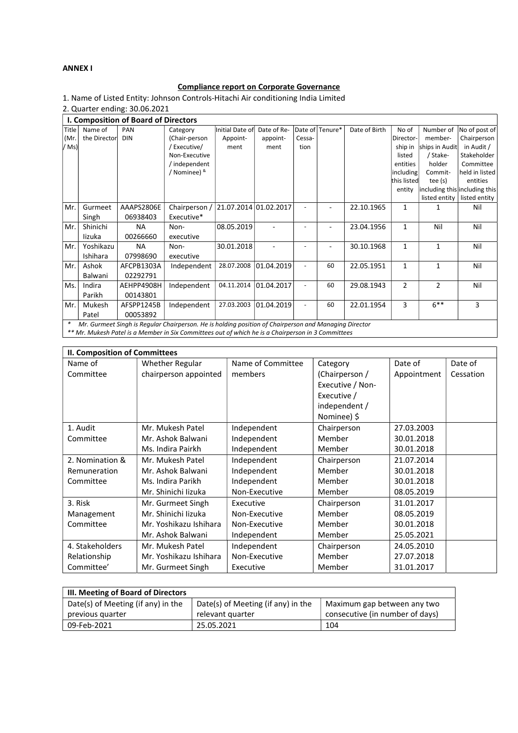**ANNEX I**

**Compliance report on Corporate Governance**

1. Name of Listed Entity: Johnson Controls-Hitachi Air conditioning India Limited
2. Quarter ending: 30.06.2021

**I. Composition of Board of Directors**

| Title (Mr. / Ms) | Name of the Director | PAN DIN | Category (Chair-person / Executive/ Non-Executive / independent / Nominee) & | Initial Date of Appoint-ment | Date of Re-appoint-ment | Date of Cessa-tion | Tenure* | Date of Birth | No of Director-ship in listed entities including this listed entity | Number of member-ships in Audit / Stake-holder Commit-tee (s) including this listed entity | No of post of Chairperson in Audit / Stakeholder Committee held in listed entities including this listed entity |
|---|---|---|---|---|---|---|---|---|---|---|---|
| Mr. | Gurmeet Singh | AAAPS2806E 06938403 | Chairperson / Executive* | 21.07.2014 | 01.02.2017 | - | - | 22.10.1965 | 1 | 1 | Nil |
| Mr. | Shinichi Iizuka | NA 00266660 | Non-executive | 08.05.2019 | - | - | - | 23.04.1956 | 1 | Nil | Nil |
| Mr. | Yoshikazu Ishihara | NA 07998690 | Non-executive | 30.01.2018 | - | - | - | 30.10.1968 | 1 | 1 | Nil |
| Mr. | Ashok Balwani | AFCPB1303A 02292791 | Independent | 28.07.2008 | 01.04.2019 | - | 60 | 22.05.1951 | 1 | 1 | Nil |
| Ms. | Indira Parikh | AEHPP4908H 00143801 | Independent | 04.11.2014 | 01.04.2017 | - | 60 | 29.08.1943 | 2 | 2 | Nil |
| Mr. | Mukesh Patel | AFSPP1245B 00053892 | Independent | 27.03.2003 | 01.04.2019 | - | 60 | 22.01.1954 | 3 | 6** | 3 |

*\* Mr. Gurmeet Singh is Regular Chairperson. He is holding position of Chairperson and Managing Director*
*\*\* Mr. Mukesh Patel is a Member in Six Committees out of which he is a Chairperson in 3 Committees*

**II. Composition of Committees**

| Name of Committee | Whether Regular chairperson appointed | Name of Committee members | Category (Chairperson / Executive / Non-Executive / independent / Nominee) $ | Date of Appointment | Date of Cessation |
|---|---|---|---|---|---|
| 1. Audit Committee | Mr. Mukesh Patel | Independent | Chairperson | 27.03.2003 | |
| | Mr. Ashok Balwani | Independent | Member | 30.01.2018 | |
| | Ms. Indira Pairkh | Independent | Member | 30.01.2018 | |
| 2. Nomination & Remuneration Committee | Mr. Mukesh Patel | Independent | Chairperson | 21.07.2014 | |
| | Mr. Ashok Balwani | Independent | Member | 30.01.2018 | |
| | Ms. Indira Parikh | Independent | Member | 30.01.2018 | |
| | Mr. Shinichi Iizuka | Non-Executive | Member | 08.05.2019 | |
| 3. Risk Management Committee | Mr. Gurmeet Singh | Executive | Chairperson | 31.01.2017 | |
| | Mr. Shinichi Iizuka | Non-Executive | Member | 08.05.2019 | |
| | Mr. Yoshikazu Ishihara | Non-Executive | Member | 30.01.2018 | |
| | Mr. Ashok Balwani | Independent | Member | 25.05.2021 | |
| 4. Stakeholders Relationship Committee' | Mr. Mukesh Patel | Independent | Chairperson | 24.05.2010 | |
| | Mr. Yoshikazu Ishihara | Non-Executive | Member | 27.07.2018 | |
| | Mr. Gurmeet Singh | Executive | Member | 31.01.2017 | |

**III. Meeting of Board of Directors**

| Date(s) of Meeting (if any) in the previous quarter | Date(s) of Meeting (if any) in the relevant quarter | Maximum gap between any two consecutive (in number of days) |
|---|---|---|
| 09-Feb-2021 | 25.05.2021 | 104 |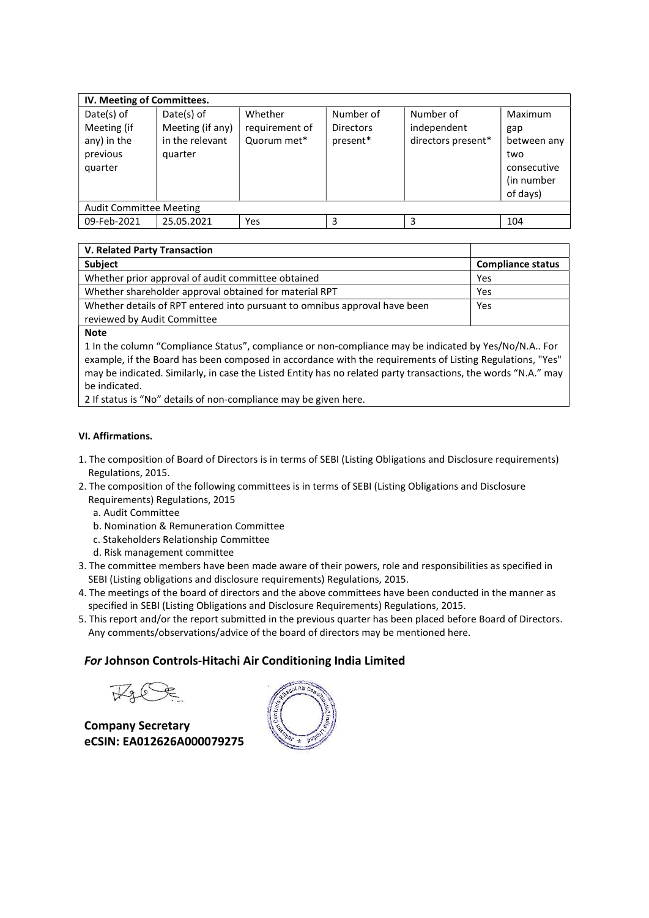| IV. Meeting of Committees. | | | | | |
|---|---|---|---|---|---|
| Date(s) of Meeting (if any) in the previous quarter | Date(s) of Meeting (if any) in the relevant quarter | Whether requirement of Quorum met* | Number of Directors present* | Number of independent directors present* | Maximum gap between any two consecutive (in number of days) |
| Audit Committee Meeting | | | | | |
| 09-Feb-2021 | 25.05.2021 | Yes | 3 | 3 | 104 |

| V. Related Party Transaction | |
|---|---|
| **Subject** | **Compliance status** |
| Whether prior approval of audit committee obtained | Yes |
| Whether shareholder approval obtained for material RPT | Yes |
| Whether details of RPT entered into pursuant to omnibus approval have been reviewed by Audit Committee | Yes |

**Note**

1 In the column "Compliance Status", compliance or non-compliance may be indicated by Yes/No/N.A.. For example, if the Board has been composed in accordance with the requirements of Listing Regulations, "Yes" may be indicated. Similarly, in case the Listed Entity has no related party transactions, the words "N.A." may be indicated.

2 If status is "No" details of non-compliance may be given here.

**VI. Affirmations.**

1. The composition of Board of Directors is in terms of SEBI (Listing Obligations and Disclosure requirements) Regulations, 2015.
2. The composition of the following committees is in terms of SEBI (Listing Obligations and Disclosure Requirements) Regulations, 2015
   a. Audit Committee
   b. Nomination & Remuneration Committee
   c. Stakeholders Relationship Committee
   d. Risk management committee
3. The committee members have been made aware of their powers, role and responsibilities as specified in SEBI (Listing obligations and disclosure requirements) Regulations, 2015.
4. The meetings of the board of directors and the above committees have been conducted in the manner as specified in SEBI (Listing Obligations and Disclosure Requirements) Regulations, 2015.
5. This report and/or the report submitted in the previous quarter has been placed before Board of Directors. Any comments/observations/advice of the board of directors may be mentioned here.

***For* Johnson Controls-Hitachi Air Conditioning India Limited**

**Company Secretary**
**eCSIN: EA012626A000079275**